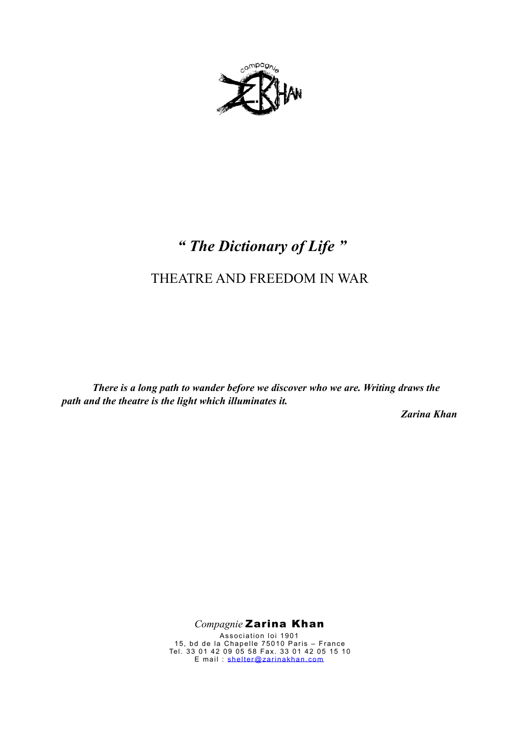# *" The Dictionary of Life "*

## THEATRE AND FREEDOM IN WAR

***There is a long path to wander before we discover who we are. Writing draws the path and the theatre is the light which illuminates it.***

***Zarina Khan***

*Compagnie* **Zarina Khan**

Association loi 1901
15, bd de la Chapelle 75010 Paris – France
Tel. 33 01 42 09 05 58 Fax. 33 01 42 05 15 10
E mail : shelter@zarinakhan.com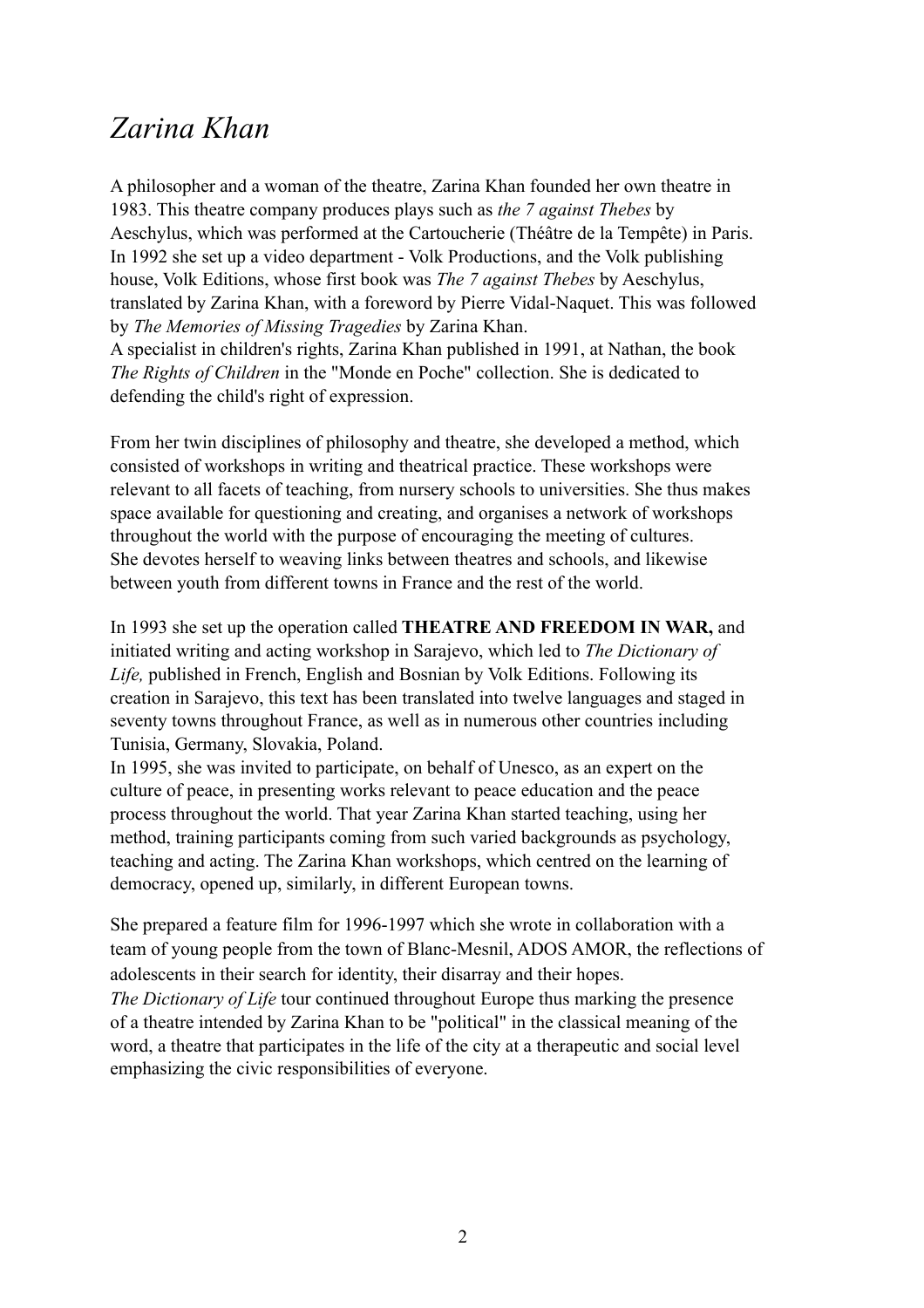# *Zarina Khan*

A philosopher and a woman of the theatre, Zarina Khan founded her own theatre in 1983. This theatre company produces plays such as *the 7 against Thebes* by Aeschylus, which was performed at the Cartoucherie (Théâtre de la Tempête) in Paris. In 1992 she set up a video department - Volk Productions, and the Volk publishing house, Volk Editions, whose first book was *The 7 against Thebes* by Aeschylus, translated by Zarina Khan, with a foreword by Pierre Vidal-Naquet. This was followed by *The Memories of Missing Tragedies* by Zarina Khan.
A specialist in children's rights, Zarina Khan published in 1991, at Nathan, the book *The Rights of Children* in the "Monde en Poche" collection. She is dedicated to defending the child's right of expression.

From her twin disciplines of philosophy and theatre, she developed a method, which consisted of workshops in writing and theatrical practice. These workshops were relevant to all facets of teaching, from nursery schools to universities. She thus makes space available for questioning and creating, and organises a network of workshops throughout the world with the purpose of encouraging the meeting of cultures.
She devotes herself to weaving links between theatres and schools, and likewise between youth from different towns in France and the rest of the world.

In 1993 she set up the operation called **THEATRE AND FREEDOM IN WAR,** and initiated writing and acting workshop in Sarajevo, which led to *The Dictionary of Life,* published in French, English and Bosnian by Volk Editions. Following its creation in Sarajevo, this text has been translated into twelve languages and staged in seventy towns throughout France, as well as in numerous other countries including Tunisia, Germany, Slovakia, Poland.
In 1995, she was invited to participate, on behalf of Unesco, as an expert on the culture of peace, in presenting works relevant to peace education and the peace process throughout the world. That year Zarina Khan started teaching, using her method, training participants coming from such varied backgrounds as psychology, teaching and acting. The Zarina Khan workshops, which centred on the learning of democracy, opened up, similarly, in different European towns.

She prepared a feature film for 1996-1997 which she wrote in collaboration with a team of young people from the town of Blanc-Mesnil, ADOS AMOR, the reflections of adolescents in their search for identity, their disarray and their hopes.
*The Dictionary of Life* tour continued throughout Europe thus marking the presence of a theatre intended by Zarina Khan to be "political" in the classical meaning of the word, a theatre that participates in the life of the city at a therapeutic and social level emphasizing the civic responsibilities of everyone.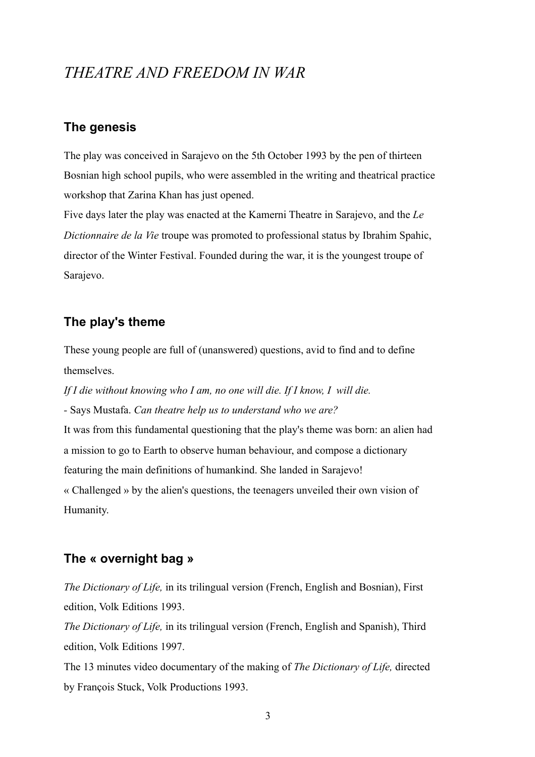# *THEATRE AND FREEDOM IN WAR*

## The genesis

The play was conceived in Sarajevo on the 5th October 1993 by the pen of thirteen Bosnian high school pupils, who were assembled in the writing and theatrical practice workshop that Zarina Khan has just opened.

Five days later the play was enacted at the Kamerni Theatre in Sarajevo, and the *Le Dictionnaire de la Vie* troupe was promoted to professional status by Ibrahim Spahic, director of the Winter Festival. Founded during the war, it is the youngest troupe of Sarajevo.

## The play's theme

These young people are full of (unanswered) questions, avid to find and to define themselves.

*If I die without knowing who I am, no one will die. If I know, I will die.*

- Says Mustafa. *Can theatre help us to understand who we are?*

It was from this fundamental questioning that the play's theme was born: an alien had a mission to go to Earth to observe human behaviour, and compose a dictionary featuring the main definitions of humankind. She landed in Sarajevo!

« Challenged » by the alien's questions, the teenagers unveiled their own vision of Humanity.

## The « overnight bag »

*The Dictionary of Life,* in its trilingual version (French, English and Bosnian), First edition, Volk Editions 1993.

*The Dictionary of Life,* in its trilingual version (French, English and Spanish), Third edition, Volk Editions 1997.

The 13 minutes video documentary of the making of *The Dictionary of Life,* directed by François Stuck, Volk Productions 1993.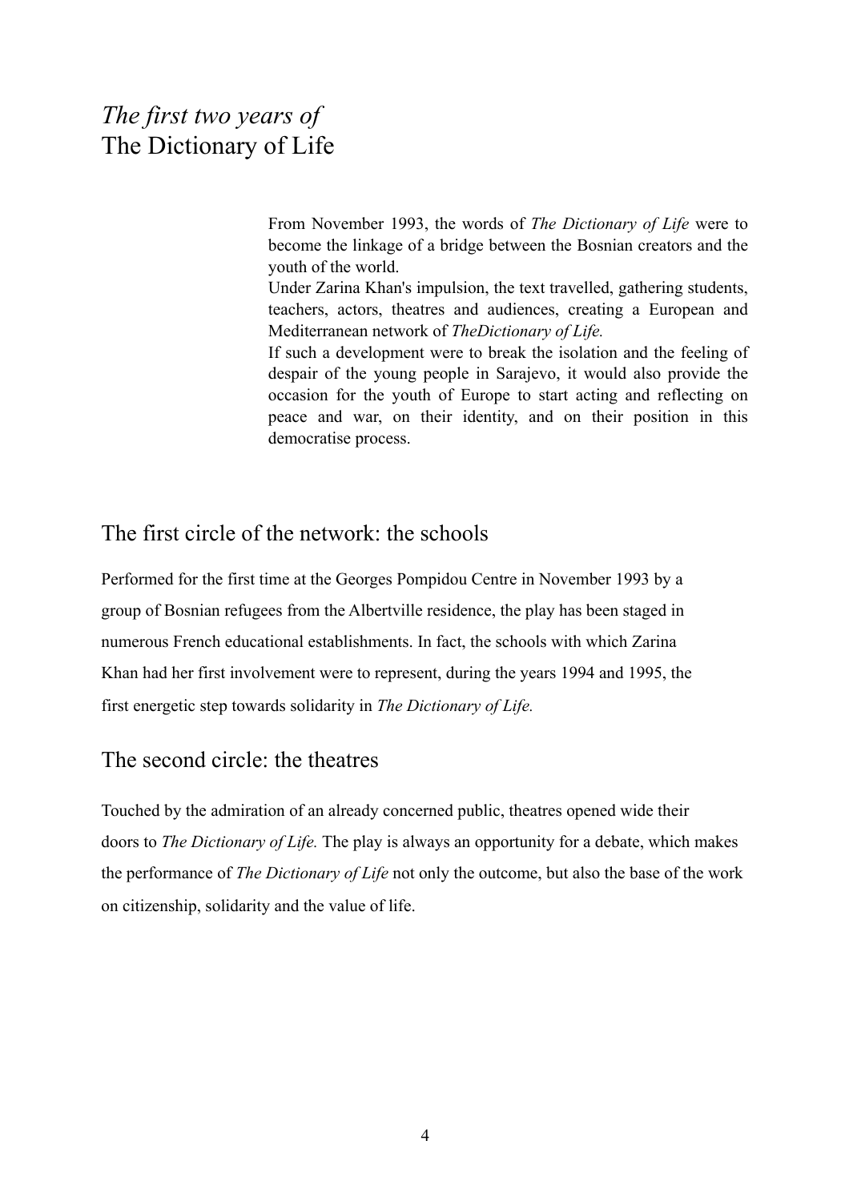# *The first two years of* The Dictionary of Life

From November 1993, the words of *The Dictionary of Life* were to become the linkage of a bridge between the Bosnian creators and the youth of the world.

Under Zarina Khan's impulsion, the text travelled, gathering students, teachers, actors, theatres and audiences, creating a European and Mediterranean network of *TheDictionary of Life.*

If such a development were to break the isolation and the feeling of despair of the young people in Sarajevo, it would also provide the occasion for the youth of Europe to start acting and reflecting on peace and war, on their identity, and on their position in this democratise process.

## The first circle of the network: the schools

Performed for the first time at the Georges Pompidou Centre in November 1993 by a group of Bosnian refugees from the Albertville residence, the play has been staged in numerous French educational establishments. In fact, the schools with which Zarina Khan had her first involvement were to represent, during the years 1994 and 1995, the first energetic step towards solidarity in *The Dictionary of Life.*

## The second circle: the theatres

Touched by the admiration of an already concerned public, theatres opened wide their doors to *The Dictionary of Life.* The play is always an opportunity for a debate, which makes the performance of *The Dictionary of Life* not only the outcome, but also the base of the work on citizenship, solidarity and the value of life.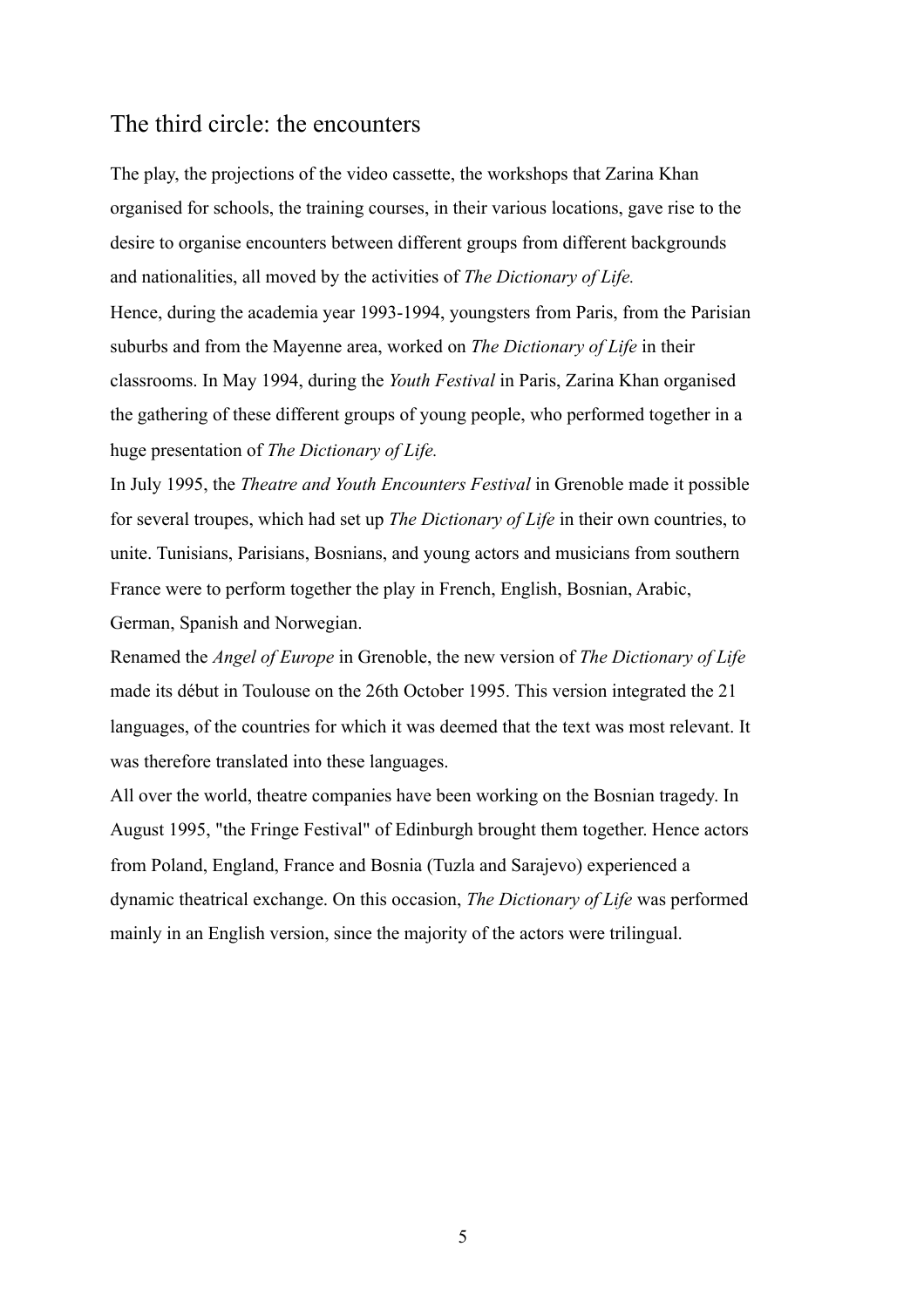## The third circle: the encounters

The play, the projections of the video cassette, the workshops that Zarina Khan organised for schools, the training courses, in their various locations, gave rise to the desire to organise encounters between different groups from different backgrounds and nationalities, all moved by the activities of *The Dictionary of Life.*

Hence, during the academia year 1993-1994, youngsters from Paris, from the Parisian suburbs and from the Mayenne area, worked on *The Dictionary of Life* in their classrooms. In May 1994, during the *Youth Festival* in Paris, Zarina Khan organised the gathering of these different groups of young people, who performed together in a huge presentation of *The Dictionary of Life.*

In July 1995, the *Theatre and Youth Encounters Festival* in Grenoble made it possible for several troupes, which had set up *The Dictionary of Life* in their own countries, to unite. Tunisians, Parisians, Bosnians, and young actors and musicians from southern France were to perform together the play in French, English, Bosnian, Arabic, German, Spanish and Norwegian.

Renamed the *Angel of Europe* in Grenoble, the new version of *The Dictionary of Life* made its début in Toulouse on the 26th October 1995. This version integrated the 21 languages, of the countries for which it was deemed that the text was most relevant. It was therefore translated into these languages.

All over the world, theatre companies have been working on the Bosnian tragedy. In August 1995, "the Fringe Festival" of Edinburgh brought them together. Hence actors from Poland, England, France and Bosnia (Tuzla and Sarajevo) experienced a dynamic theatrical exchange. On this occasion, *The Dictionary of Life* was performed mainly in an English version, since the majority of the actors were trilingual.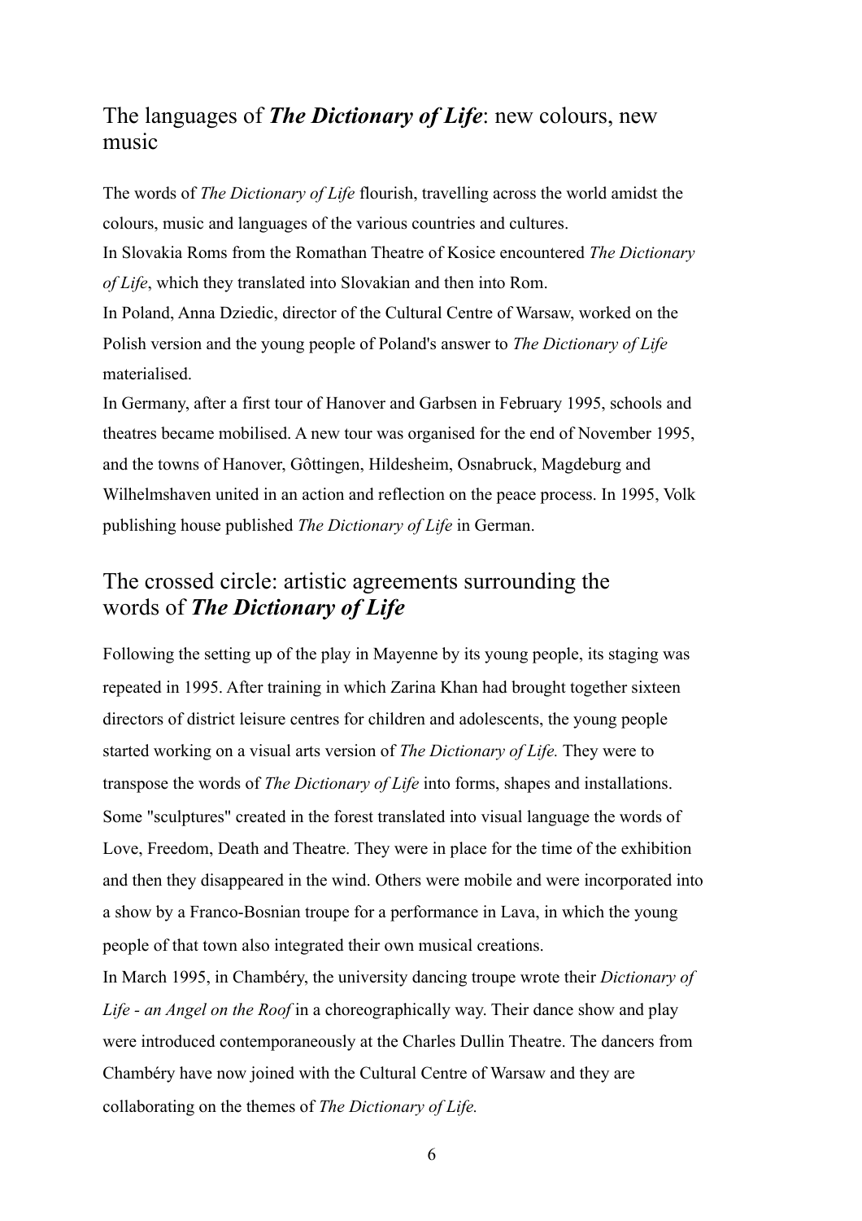## The languages of ***The Dictionary of Life***: new colours, new music

The words of *The Dictionary of Life* flourish, travelling across the world amidst the colours, music and languages of the various countries and cultures.

In Slovakia Roms from the Romathan Theatre of Kosice encountered *The Dictionary of Life*, which they translated into Slovakian and then into Rom.

In Poland, Anna Dziedic, director of the Cultural Centre of Warsaw, worked on the Polish version and the young people of Poland's answer to *The Dictionary of Life* materialised.

In Germany, after a first tour of Hanover and Garbsen in February 1995, schools and theatres became mobilised. A new tour was organised for the end of November 1995, and the towns of Hanover, Gôttingen, Hildesheim, Osnabruck, Magdeburg and Wilhelmshaven united in an action and reflection on the peace process. In 1995, Volk publishing house published *The Dictionary of Life* in German.

## The crossed circle: artistic agreements surrounding the words of ***The Dictionary of Life***

Following the setting up of the play in Mayenne by its young people, its staging was repeated in 1995. After training in which Zarina Khan had brought together sixteen directors of district leisure centres for children and adolescents, the young people started working on a visual arts version of *The Dictionary of Life.* They were to transpose the words of *The Dictionary of Life* into forms, shapes and installations. Some "sculptures" created in the forest translated into visual language the words of Love, Freedom, Death and Theatre. They were in place for the time of the exhibition and then they disappeared in the wind. Others were mobile and were incorporated into a show by a Franco-Bosnian troupe for a performance in Lava, in which the young people of that town also integrated their own musical creations.

In March 1995, in Chambéry, the university dancing troupe wrote their *Dictionary of Life - an Angel on the Roof* in a choreographically way. Their dance show and play were introduced contemporaneously at the Charles Dullin Theatre. The dancers from Chambéry have now joined with the Cultural Centre of Warsaw and they are collaborating on the themes of *The Dictionary of Life.*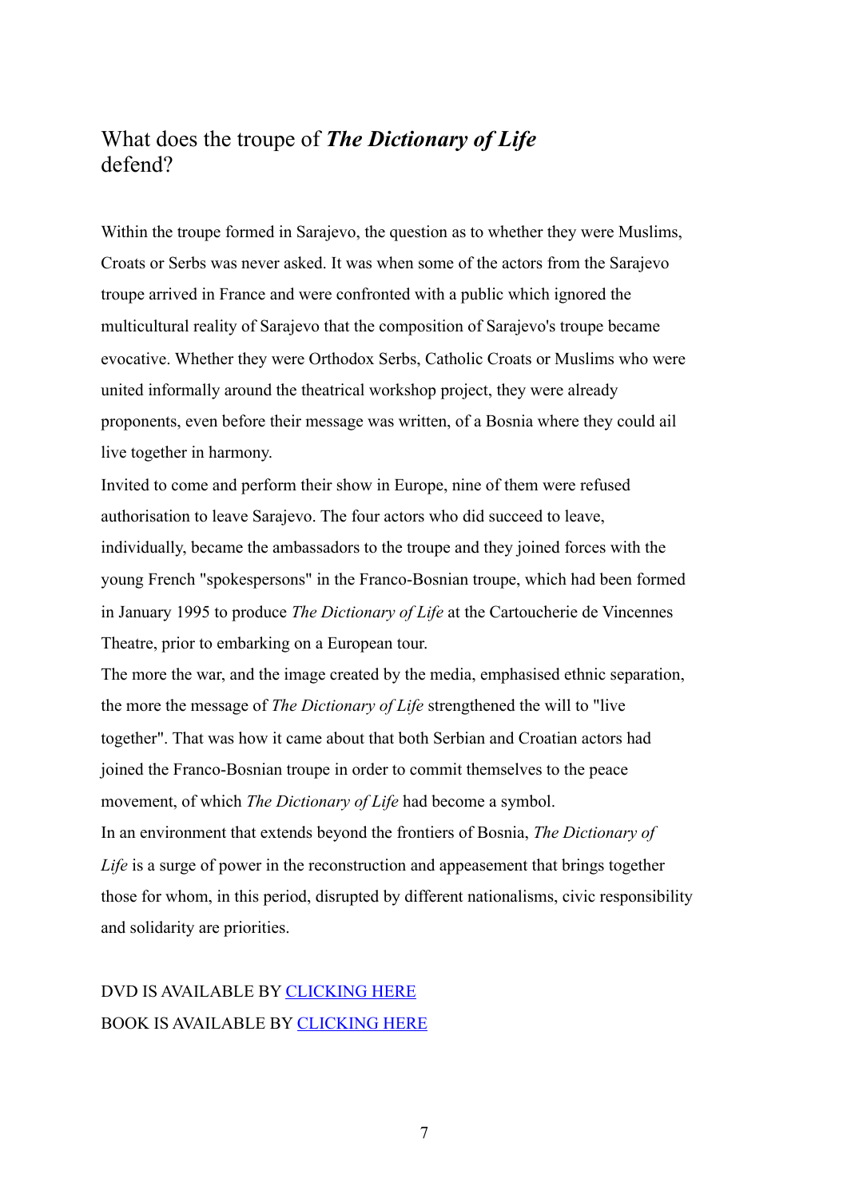## What does the troupe of ***The Dictionary of Life*** defend?

Within the troupe formed in Sarajevo, the question as to whether they were Muslims, Croats or Serbs was never asked. It was when some of the actors from the Sarajevo troupe arrived in France and were confronted with a public which ignored the multicultural reality of Sarajevo that the composition of Sarajevo's troupe became evocative. Whether they were Orthodox Serbs, Catholic Croats or Muslims who were united informally around the theatrical workshop project, they were already proponents, even before their message was written, of a Bosnia where they could ail live together in harmony.

Invited to come and perform their show in Europe, nine of them were refused authorisation to leave Sarajevo. The four actors who did succeed to leave, individually, became the ambassadors to the troupe and they joined forces with the young French "spokespersons" in the Franco-Bosnian troupe, which had been formed in January 1995 to produce *The Dictionary of Life* at the Cartoucherie de Vincennes Theatre, prior to embarking on a European tour.

The more the war, and the image created by the media, emphasised ethnic separation, the more the message of *The Dictionary of Life* strengthened the will to "live together". That was how it came about that both Serbian and Croatian actors had joined the Franco-Bosnian troupe in order to commit themselves to the peace movement, of which *The Dictionary of Life* had become a symbol.

In an environment that extends beyond the frontiers of Bosnia, *The Dictionary of Life* is a surge of power in the reconstruction and appeasement that brings together those for whom, in this period, disrupted by different nationalisms, civic responsibility and solidarity are priorities.

DVD IS AVAILABLE BY CLICKING HERE

BOOK IS AVAILABLE BY CLICKING HERE